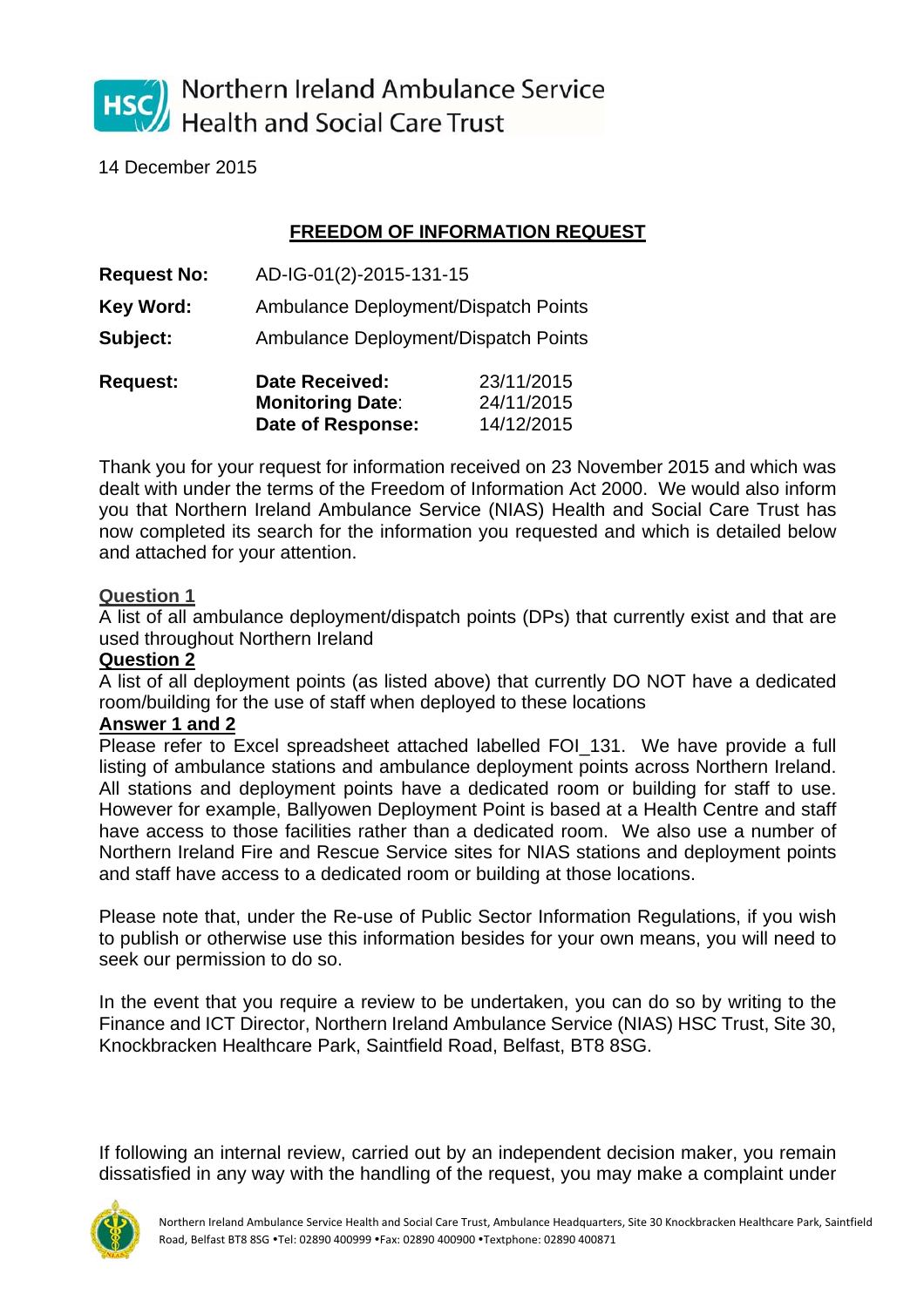Northern Ireland Ambulance Service
Health and Social Care Trust

14 December 2015

# FREEDOM OF INFORMATION REQUEST

**Request No:** AD-IG-01(2)-2015-131-15

**Key Word:** Ambulance Deployment/Dispatch Points

**Subject:** Ambulance Deployment/Dispatch Points

**Request:**

| | |
|---|---|
| **Date Received:** | 23/11/2015 |
| **Monitoring Date:** | 24/11/2015 |
| **Date of Response:** | 14/12/2015 |

Thank you for your request for information received on 23 November 2015 and which was dealt with under the terms of the Freedom of Information Act 2000. We would also inform you that Northern Ireland Ambulance Service (NIAS) Health and Social Care Trust has now completed its search for the information you requested and which is detailed below and attached for your attention.

**Question 1**

A list of all ambulance deployment/dispatch points (DPs) that currently exist and that are used throughout Northern Ireland

**Question 2**

A list of all deployment points (as listed above) that currently DO NOT have a dedicated room/building for the use of staff when deployed to these locations

**Answer 1 and 2**

Please refer to Excel spreadsheet attached labelled FOI_131. We have provide a full listing of ambulance stations and ambulance deployment points across Northern Ireland. All stations and deployment points have a dedicated room or building for staff to use. However for example, Ballyowen Deployment Point is based at a Health Centre and staff have access to those facilities rather than a dedicated room. We also use a number of Northern Ireland Fire and Rescue Service sites for NIAS stations and deployment points and staff have access to a dedicated room or building at those locations.

Please note that, under the Re-use of Public Sector Information Regulations, if you wish to publish or otherwise use this information besides for your own means, you will need to seek our permission to do so.

In the event that you require a review to be undertaken, you can do so by writing to the Finance and ICT Director, Northern Ireland Ambulance Service (NIAS) HSC Trust, Site 30, Knockbracken Healthcare Park, Saintfield Road, Belfast, BT8 8SG.

If following an internal review, carried out by an independent decision maker, you remain dissatisfied in any way with the handling of the request, you may make a complaint under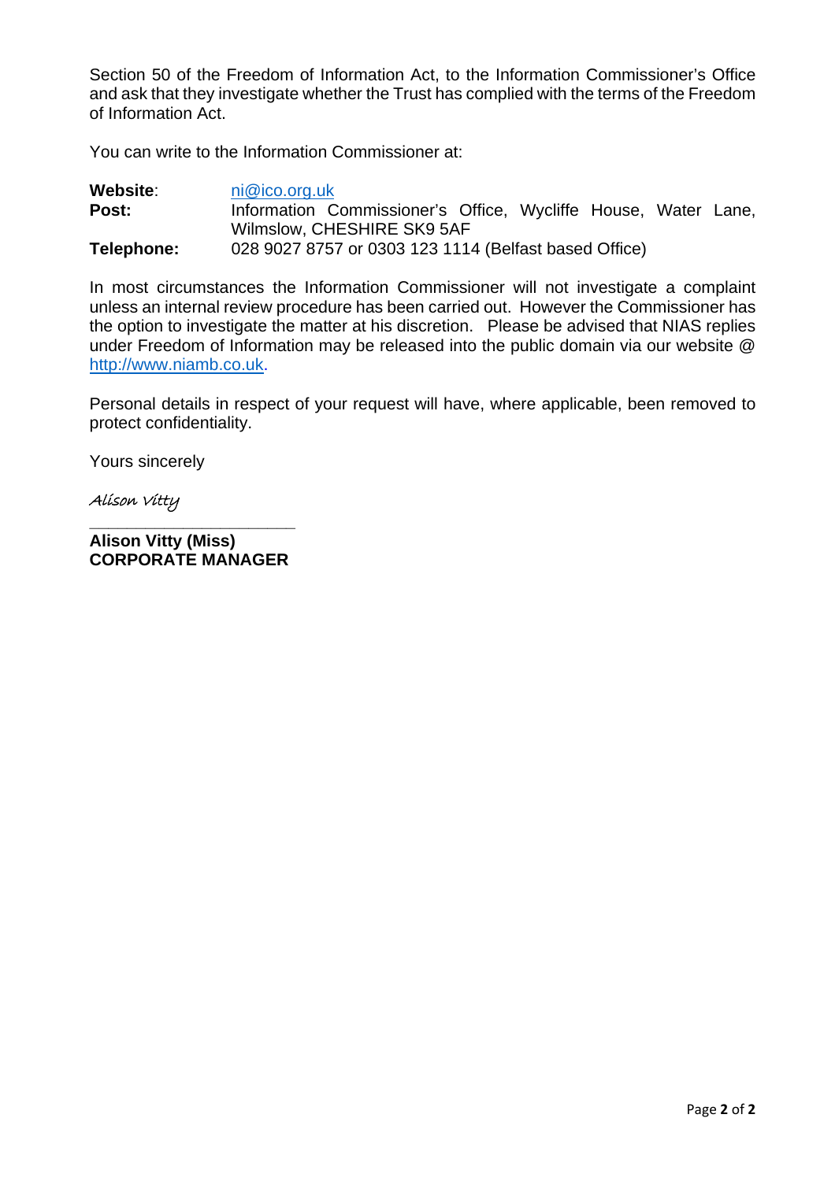Section 50 of the Freedom of Information Act, to the Information Commissioner's Office and ask that they investigate whether the Trust has complied with the terms of the Freedom of Information Act.

You can write to the Information Commissioner at:

**Website**: ni@ico.org.uk
**Post:** Information Commissioner's Office, Wycliffe House, Water Lane, Wilmslow, CHESHIRE SK9 5AF
**Telephone:** 028 9027 8757 or 0303 123 1114 (Belfast based Office)

In most circumstances the Information Commissioner will not investigate a complaint unless an internal review procedure has been carried out. However the Commissioner has the option to investigate the matter at his discretion. Please be advised that NIAS replies under Freedom of Information may be released into the public domain via our website @ http://www.niamb.co.uk.

Personal details in respect of your request will have, where applicable, been removed to protect confidentiality.

Yours sincerely

*Alison Vitty*

**Alison Vitty (Miss)**
**CORPORATE MANAGER**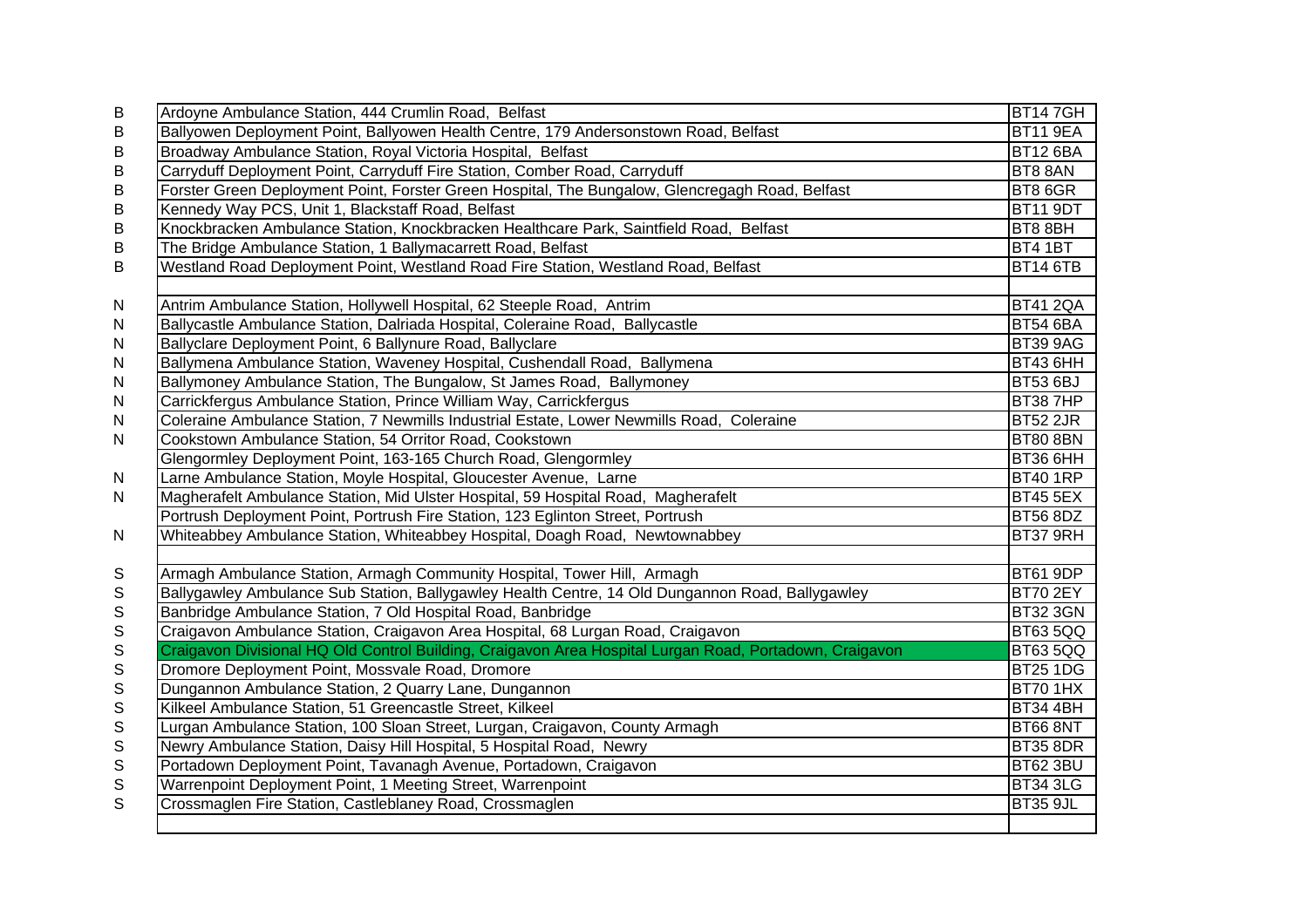| | | |
|---|---|---|
| B | Ardoyne Ambulance Station, 444 Crumlin Road, Belfast | BT14 7GH |
| B | Ballyowen Deployment Point, Ballyowen Health Centre, 179 Andersonstown Road, Belfast | BT11 9EA |
| B | Broadway Ambulance Station, Royal Victoria Hospital, Belfast | BT12 6BA |
| B | Carryduff Deployment Point, Carryduff Fire Station, Comber Road, Carryduff | BT8 8AN |
| B | Forster Green Deployment Point, Forster Green Hospital, The Bungalow, Glencregagh Road, Belfast | BT8 6GR |
| B | Kennedy Way PCS, Unit 1, Blackstaff Road, Belfast | BT11 9DT |
| B | Knockbracken Ambulance Station, Knockbracken Healthcare Park, Saintfield Road, Belfast | BT8 8BH |
| B | The Bridge Ambulance Station, 1 Ballymacarrett Road, Belfast | BT4 1BT |
| B | Westland Road Deployment Point, Westland Road Fire Station, Westland Road, Belfast | BT14 6TB |
| | | |
| N | Antrim Ambulance Station, Hollywell Hospital, 62 Steeple Road, Antrim | BT41 2QA |
| N | Ballycastle Ambulance Station, Dalriada Hospital, Coleraine Road, Ballycastle | BT54 6BA |
| N | Ballyclare Deployment Point, 6 Ballynure Road, Ballyclare | BT39 9AG |
| N | Ballymena Ambulance Station, Waveney Hospital, Cushendall Road, Ballymena | BT43 6HH |
| N | Ballymoney Ambulance Station, The Bungalow, St James Road, Ballymoney | BT53 6BJ |
| N | Carrickfergus Ambulance Station, Prince William Way, Carrickfergus | BT38 7HP |
| N | Coleraine Ambulance Station, 7 Newmills Industrial Estate, Lower Newmills Road, Coleraine | BT52 2JR |
| N | Cookstown Ambulance Station, 54 Orritor Road, Cookstown | BT80 8BN |
| | Glengormley Deployment Point, 163-165 Church Road, Glengormley | BT36 6HH |
| N | Larne Ambulance Station, Moyle Hospital, Gloucester Avenue, Larne | BT40 1RP |
| N | Magherafelt Ambulance Station, Mid Ulster Hospital, 59 Hospital Road, Magherafelt | BT45 5EX |
| | Portrush Deployment Point, Portrush Fire Station, 123 Eglinton Street, Portrush | BT56 8DZ |
| N | Whiteabbey Ambulance Station, Whiteabbey Hospital, Doagh Road, Newtownabbey | BT37 9RH |
| | | |
| S | Armagh Ambulance Station, Armagh Community Hospital, Tower Hill, Armagh | BT61 9DP |
| S | Ballygawley Ambulance Sub Station, Ballygawley Health Centre, 14 Old Dungannon Road, Ballygawley | BT70 2EY |
| S | Banbridge Ambulance Station, 7 Old Hospital Road, Banbridge | BT32 3GN |
| S | Craigavon Ambulance Station, Craigavon Area Hospital, 68 Lurgan Road, Craigavon | BT63 5QQ |
| S | Craigavon Divisional HQ Old Control Building, Craigavon Area Hospital Lurgan Road, Portadown, Craigavon | BT63 5QQ |
| S | Dromore Deployment Point, Mossvale Road, Dromore | BT25 1DG |
| S | Dungannon Ambulance Station, 2 Quarry Lane, Dungannon | BT70 1HX |
| S | Kilkeel Ambulance Station, 51 Greencastle Street, Kilkeel | BT34 4BH |
| S | Lurgan Ambulance Station, 100 Sloan Street, Lurgan, Craigavon, County Armagh | BT66 8NT |
| S | Newry Ambulance Station, Daisy Hill Hospital, 5 Hospital Road, Newry | BT35 8DR |
| S | Portadown Deployment Point, Tavanagh Avenue, Portadown, Craigavon | BT62 3BU |
| S | Warrenpoint Deployment Point, 1 Meeting Street, Warrenpoint | BT34 3LG |
| S | Crossmaglen Fire Station, Castleblaney Road, Crossmaglen | BT35 9JL |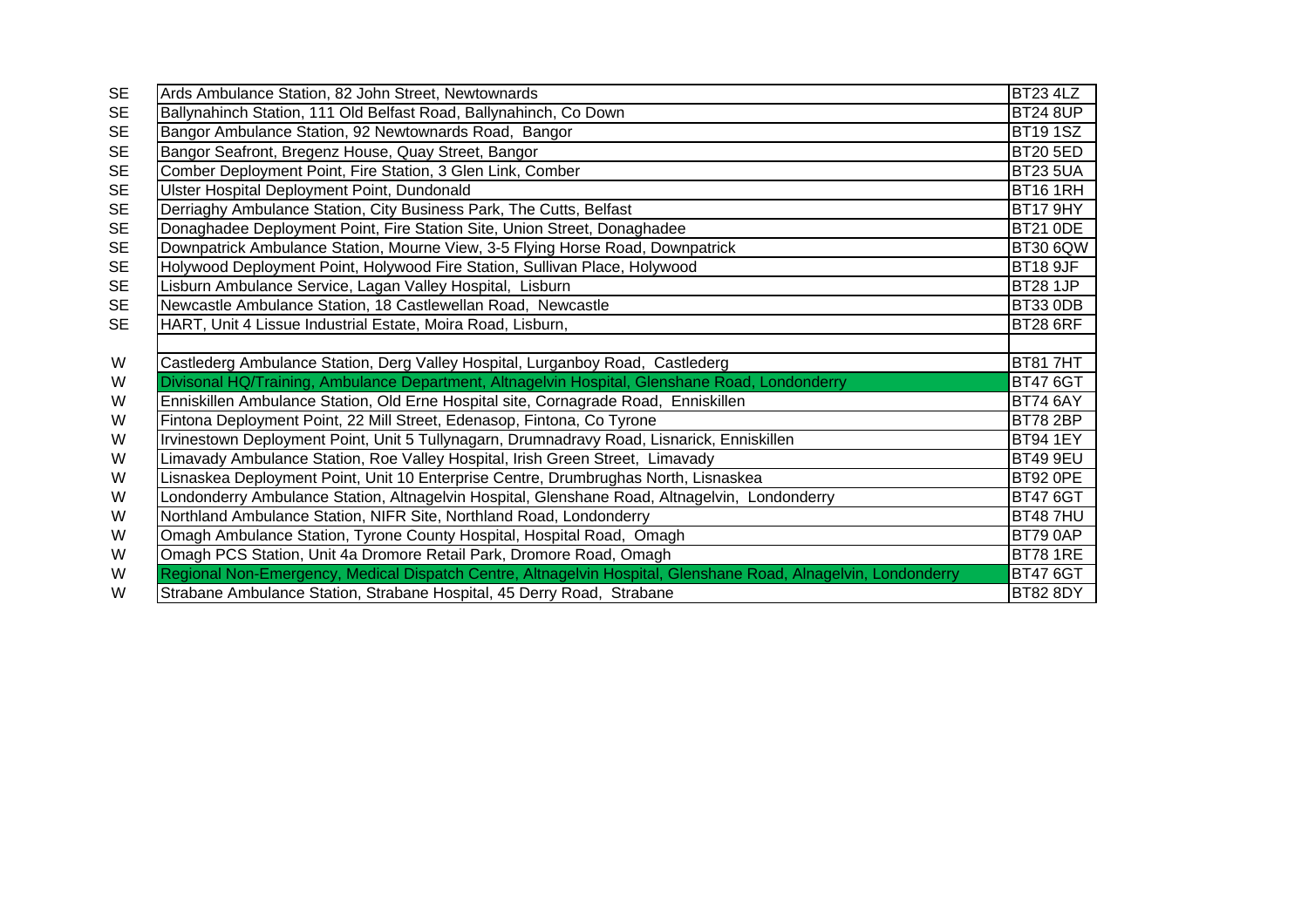| | | |
|---|---|---|
| SE | Ards Ambulance Station, 82 John Street, Newtownards | BT23 4LZ |
| SE | Ballynahinch Station, 111 Old Belfast Road, Ballynahinch, Co Down | BT24 8UP |
| SE | Bangor Ambulance Station, 92 Newtownards Road, Bangor | BT19 1SZ |
| SE | Bangor Seafront, Bregenz House, Quay Street, Bangor | BT20 5ED |
| SE | Comber Deployment Point, Fire Station, 3 Glen Link, Comber | BT23 5UA |
| SE | Ulster Hospital Deployment Point, Dundonald | BT16 1RH |
| SE | Derriaghy Ambulance Station, City Business Park, The Cutts, Belfast | BT17 9HY |
| SE | Donaghadee Deployment Point, Fire Station Site, Union Street, Donaghadee | BT21 0DE |
| SE | Downpatrick Ambulance Station, Mourne View, 3-5 Flying Horse Road, Downpatrick | BT30 6QW |
| SE | Holywood Deployment Point, Holywood Fire Station, Sullivan Place, Holywood | BT18 9JF |
| SE | Lisburn Ambulance Service, Lagan Valley Hospital, Lisburn | BT28 1JP |
| SE | Newcastle Ambulance Station, 18 Castlewellan Road, Newcastle | BT33 0DB |
| SE | HART, Unit 4 Lissue Industrial Estate, Moira Road, Lisburn, | BT28 6RF |
| | | |
| W | Castlederg Ambulance Station, Derg Valley Hospital, Lurganboy Road, Castlederg | BT81 7HT |
| W | Divisonal HQ/Training, Ambulance Department, Altnagelvin Hospital, Glenshane Road, Londonderry | BT47 6GT |
| W | Enniskillen Ambulance Station, Old Erne Hospital site, Cornagrade Road, Enniskillen | BT74 6AY |
| W | Fintona Deployment Point, 22 Mill Street, Edenasop, Fintona, Co Tyrone | BT78 2BP |
| W | Irvinestown Deployment Point, Unit 5 Tullynagarn, Drumnadravy Road, Lisnarick, Enniskillen | BT94 1EY |
| W | Limavady Ambulance Station, Roe Valley Hospital, Irish Green Street, Limavady | BT49 9EU |
| W | Lisnaskea Deployment Point, Unit 10 Enterprise Centre, Drumbrughas North, Lisnaskea | BT92 0PE |
| W | Londonderry Ambulance Station, Altnagelvin Hospital, Glenshane Road, Altnagelvin, Londonderry | BT47 6GT |
| W | Northland Ambulance Station, NIFR Site, Northland Road, Londonderry | BT48 7HU |
| W | Omagh Ambulance Station, Tyrone County Hospital, Hospital Road, Omagh | BT79 0AP |
| W | Omagh PCS Station, Unit 4a Dromore Retail Park, Dromore Road, Omagh | BT78 1RE |
| W | Regional Non-Emergency, Medical Dispatch Centre, Altnagelvin Hospital, Glenshane Road, Alnagelvin, Londonderry | BT47 6GT |
| W | Strabane Ambulance Station, Strabane Hospital, 45 Derry Road, Strabane | BT82 8DY |